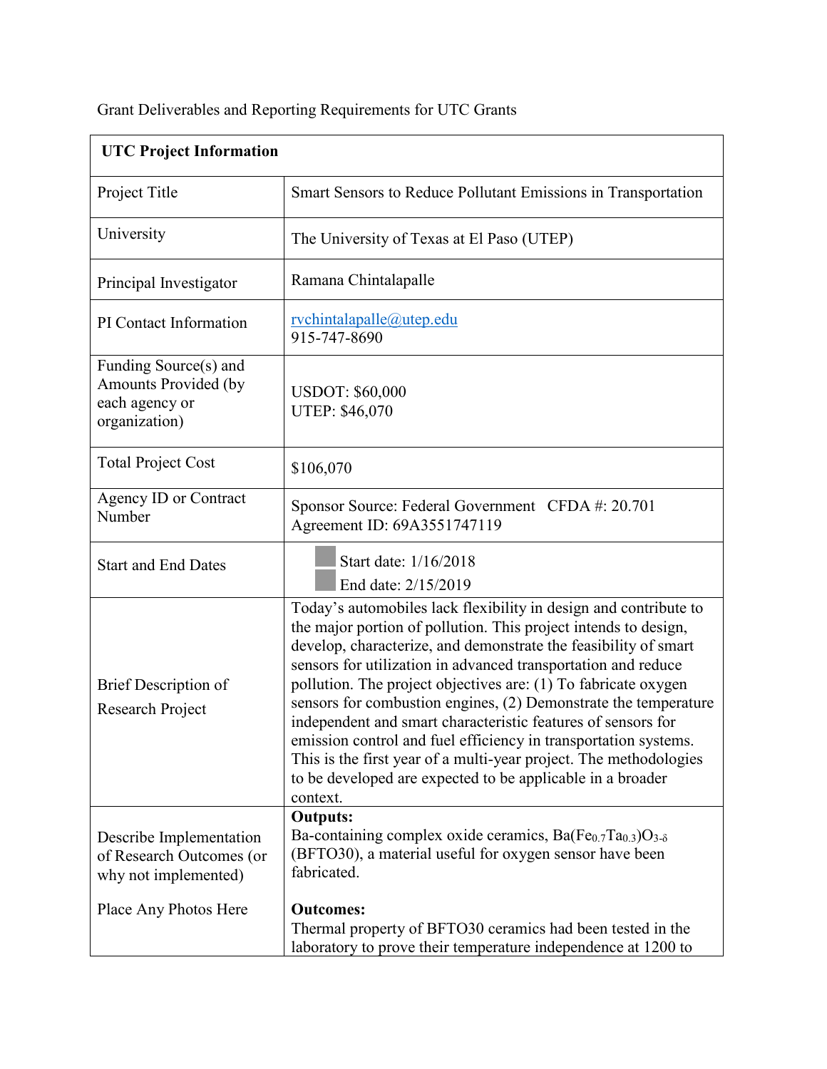Grant Deliverables and Reporting Requirements for UTC Grants

| **UTC Project Information** | |
| --- | --- |
| Project Title | Smart Sensors to Reduce Pollutant Emissions in Transportation |
| University | The University of Texas at El Paso (UTEP) |
| Principal Investigator | Ramana Chintalapalle |
| PI Contact Information | rvchintalapalle@utep.edu<br>915-747-8690 |
| Funding Source(s) and Amounts Provided (by each agency or organization) | USDOT: $60,000<br>UTEP: $46,070 |
| Total Project Cost | $106,070 |
| Agency ID or Contract Number | Sponsor Source: Federal Government CFDA #: 20.701<br>Agreement ID: 69A3551747119 |
| Start and End Dates | Start date: 1/16/2018<br>End date: 2/15/2019 |
| Brief Description of Research Project | Today's automobiles lack flexibility in design and contribute to the major portion of pollution. This project intends to design, develop, characterize, and demonstrate the feasibility of smart sensors for utilization in advanced transportation and reduce pollution. The project objectives are: (1) To fabricate oxygen sensors for combustion engines, (2) Demonstrate the temperature independent and smart characteristic features of sensors for emission control and fuel efficiency in transportation systems. This is the first year of a multi-year project. The methodologies to be developed are expected to be applicable in a broader context. |
| Describe Implementation of Research Outcomes (or why not implemented)<br><br>Place Any Photos Here | **Outputs:**<br>Ba-containing complex oxide ceramics, $Ba(Fe_{0.7}Ta_{0.3})O_{3-\delta}$ (BFTO30), a material useful for oxygen sensor have been fabricated.<br><br>**Outcomes:**<br>Thermal property of BFTO30 ceramics had been tested in the laboratory to prove their temperature independence at 1200 to |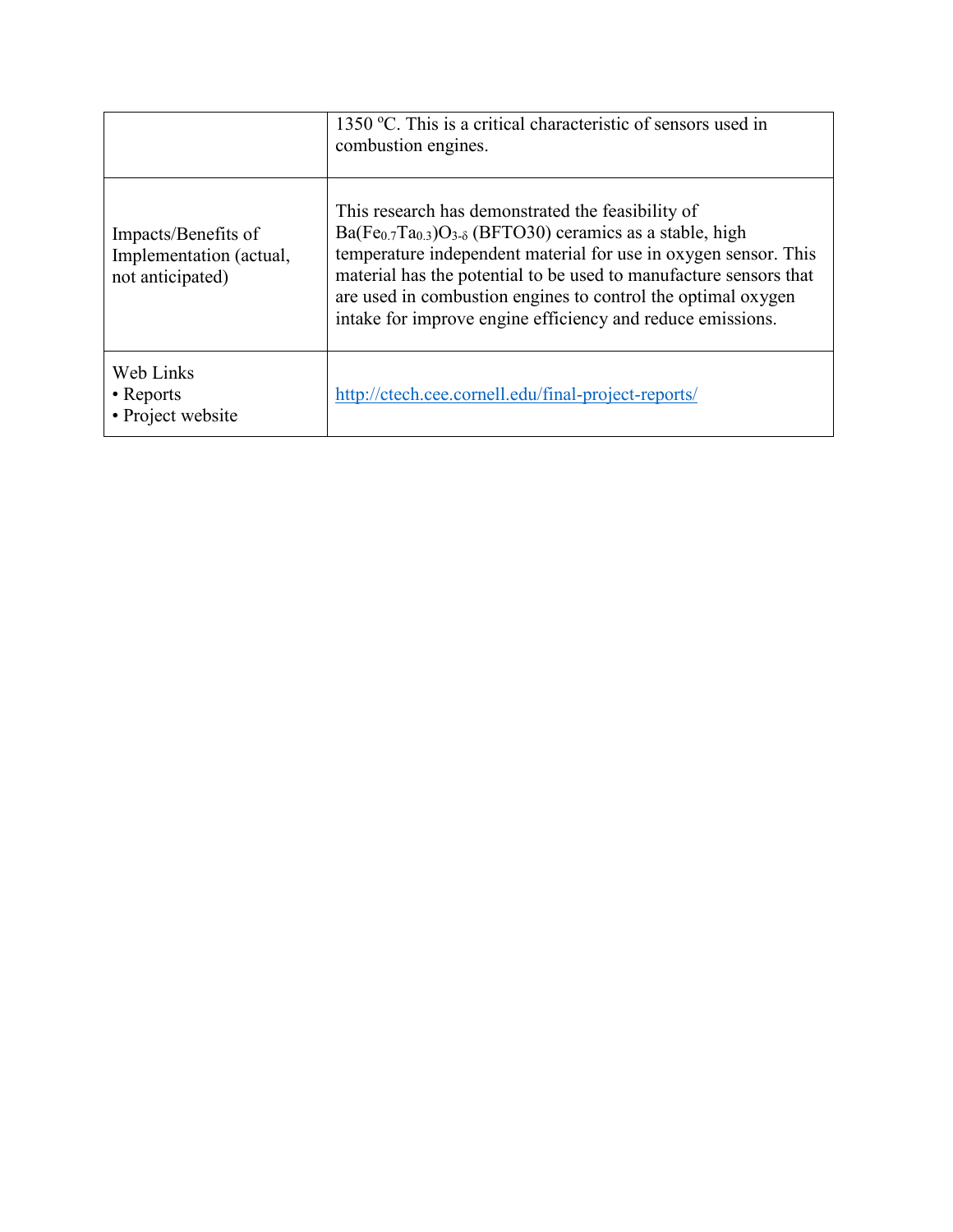| | |
|---|---|
| | 1350 $^{o}$C. This is a critical characteristic of sensors used in combustion engines. |
| Impacts/Benefits of Implementation (actual, not anticipated) | This research has demonstrated the feasibility of $Ba(Fe_{0.7}Ta_{0.3})O_{3-\delta}$ (BFTO30) ceramics as a stable, high temperature independent material for use in oxygen sensor. This material has the potential to be used to manufacture sensors that are used in combustion engines to control the optimal oxygen intake for improve engine efficiency and reduce emissions. |
| Web Links<br>• Reports<br>• Project website | http://ctech.cee.cornell.edu/final-project-reports/ |